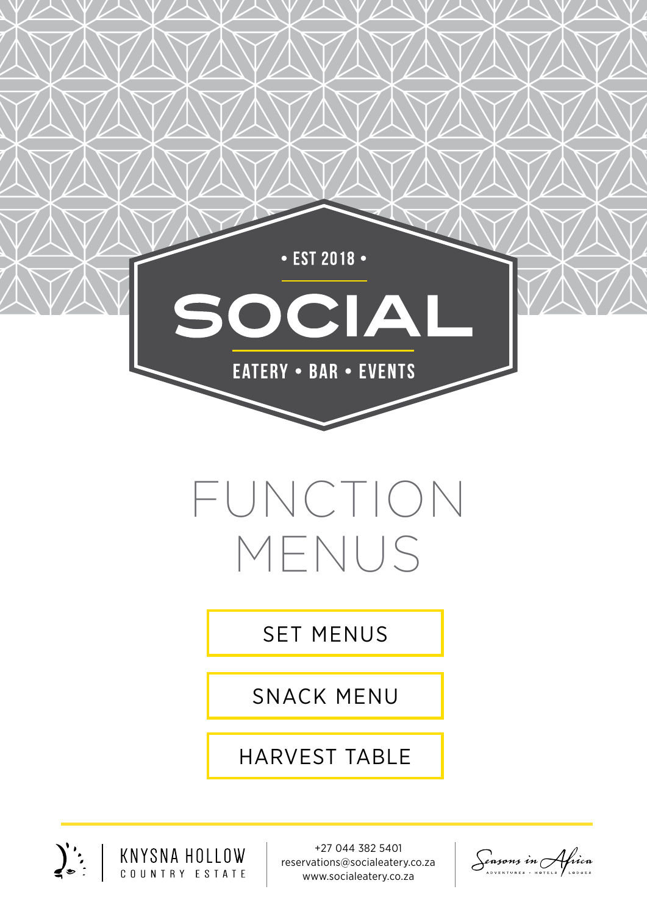• EST 2018 •

# SOCIAL

EATERY • BAR • EVENTS

# FUNCTION MENUS

SET MENUS

SNACK MENU

HARVEST TABLE

KNYSNA HOLLOW
COUNTRY ESTATE

+27 044 382 5401
reservations@socialeatery.co.za
www.socialeatery.co.za

Seasons in Africa
ADVENTURES • HOTELS • LODGES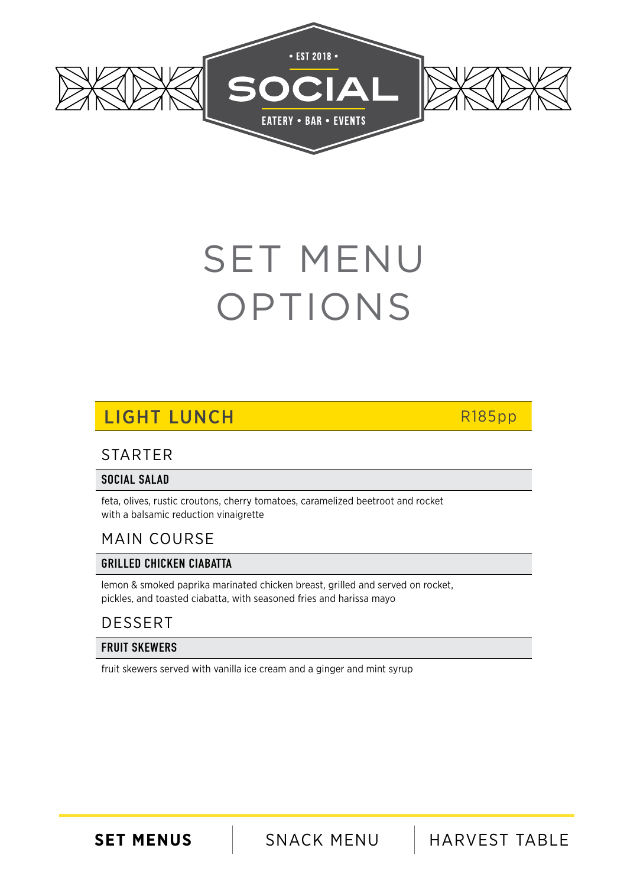• EST 2018 •

SOCIAL

EATERY • BAR • EVENTS

# SET MENU OPTIONS

## LIGHT LUNCH R185pp

### STARTER

**SOCIAL SALAD**

feta, olives, rustic croutons, cherry tomatoes, caramelized beetroot and rocket with a balsamic reduction vinaigrette

### MAIN COURSE

**GRILLED CHICKEN CIABATTA**

lemon & smoked paprika marinated chicken breast, grilled and served on rocket, pickles, and toasted ciabatta, with seasoned fries and harissa mayo

### DESSERT

**FRUIT SKEWERS**

fruit skewers served with vanilla ice cream and a ginger and mint syrup

**SET MENUS** | SNACK MENU | HARVEST TABLE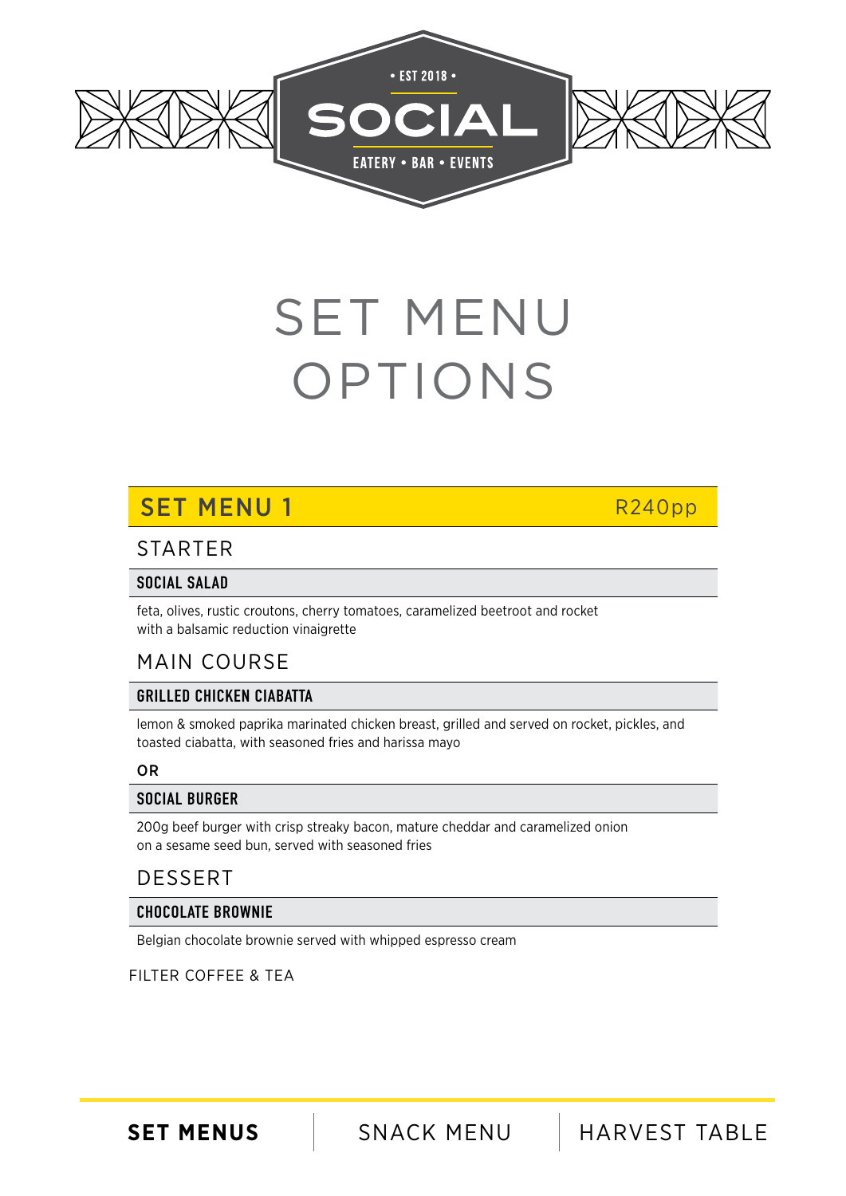• EST 2018 •

# SOCIAL

EATERY • BAR • EVENTS

# SET MENU OPTIONS

## SET MENU 1 — R240pp

### STARTER

**SOCIAL SALAD**

feta, olives, rustic croutons, cherry tomatoes, caramelized beetroot and rocket
with a balsamic reduction vinaigrette

### MAIN COURSE

**GRILLED CHICKEN CIABATTA**

lemon & smoked paprika marinated chicken breast, grilled and served on rocket, pickles, and toasted ciabatta, with seasoned fries and harissa mayo

**OR**

**SOCIAL BURGER**

200g beef burger with crisp streaky bacon, mature cheddar and caramelized onion
on a sesame seed bun, served with seasoned fries

### DESSERT

**CHOCOLATE BROWNIE**

Belgian chocolate brownie served with whipped espresso cream

FILTER COFFEE & TEA

**SET MENUS** | SNACK MENU | HARVEST TABLE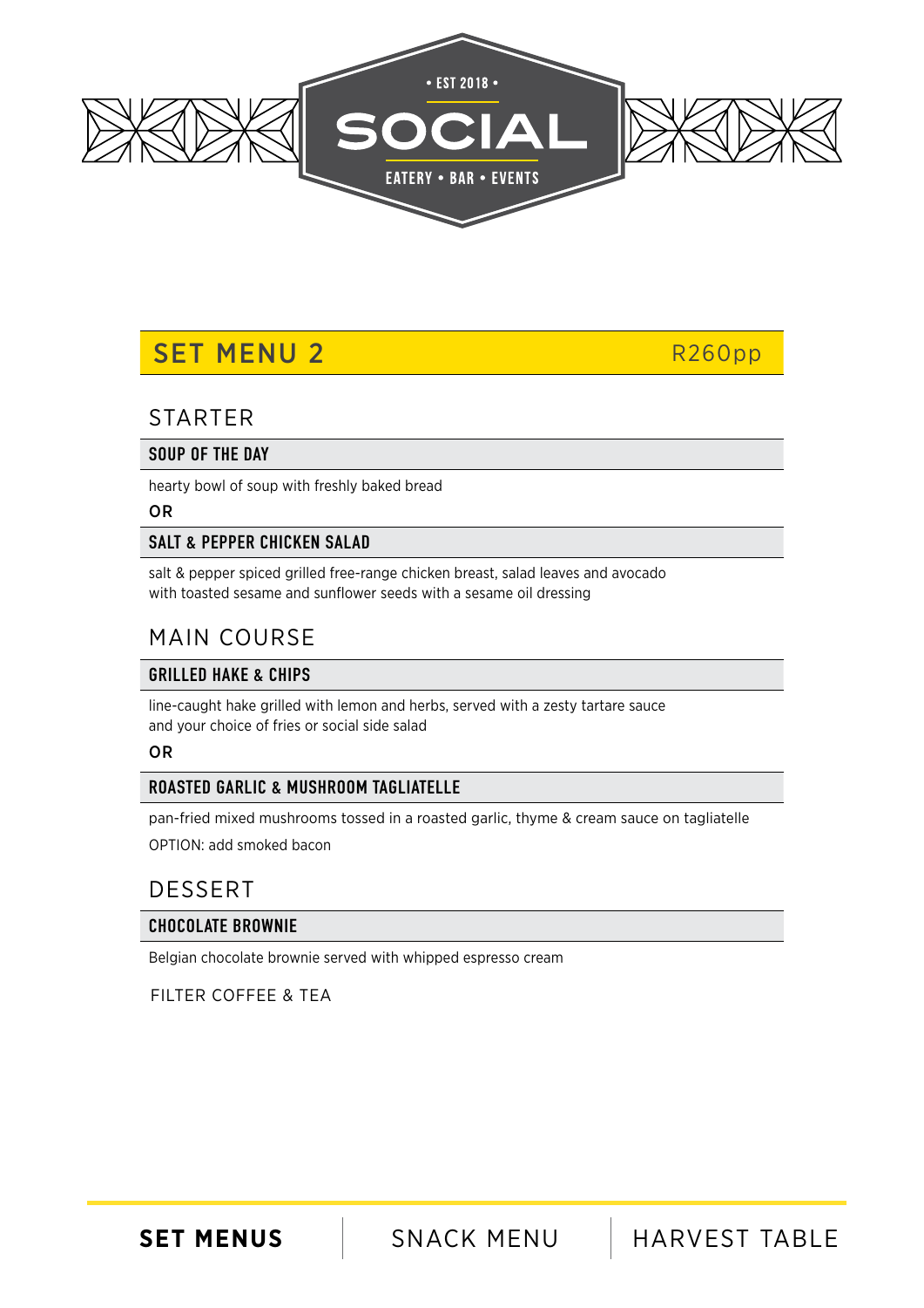# SOCIAL

• EST 2018 •

EATERY • BAR • EVENTS

## SET MENU 2 — R260pp

### STARTER

**SOUP OF THE DAY**

hearty bowl of soup with freshly baked bread

**OR**

**SALT & PEPPER CHICKEN SALAD**

salt & pepper spiced grilled free-range chicken breast, salad leaves and avocado
with toasted sesame and sunflower seeds with a sesame oil dressing

### MAIN COURSE

**GRILLED HAKE & CHIPS**

line-caught hake grilled with lemon and herbs, served with a zesty tartare sauce
and your choice of fries or social side salad

**OR**

**ROASTED GARLIC & MUSHROOM TAGLIATELLE**

pan-fried mixed mushrooms tossed in a roasted garlic, thyme & cream sauce on tagliatelle

OPTION: add smoked bacon

### DESSERT

**CHOCOLATE BROWNIE**

Belgian chocolate brownie served with whipped espresso cream

FILTER COFFEE & TEA

**SET MENUS** | SNACK MENU | HARVEST TABLE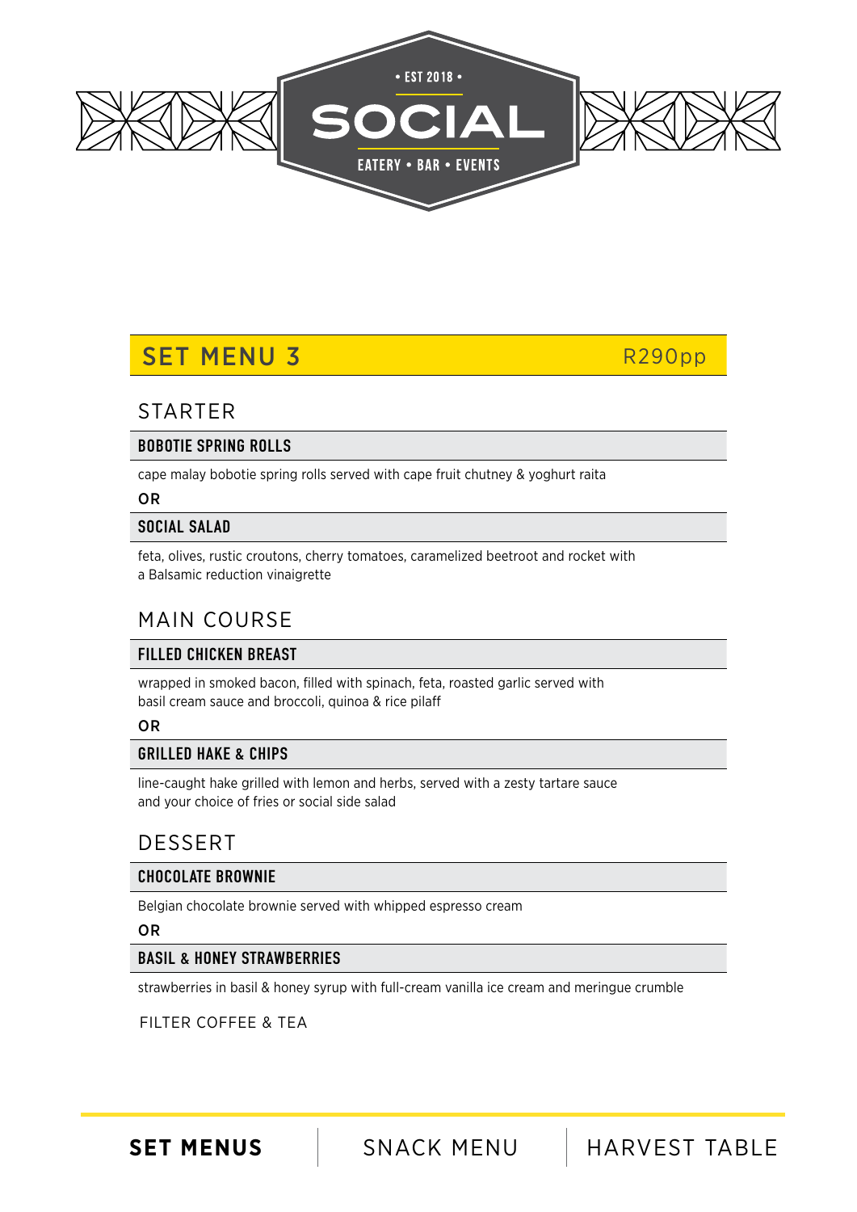# SOCIAL

• EST 2018 •

EATERY • BAR • EVENTS

## SET MENU 3 — R290pp

### STARTER

**BOBOTIE SPRING ROLLS**

cape malay bobotie spring rolls served with cape fruit chutney & yoghurt raita

**OR**

**SOCIAL SALAD**

feta, olives, rustic croutons, cherry tomatoes, caramelized beetroot and rocket with a Balsamic reduction vinaigrette

### MAIN COURSE

**FILLED CHICKEN BREAST**

wrapped in smoked bacon, filled with spinach, feta, roasted garlic served with basil cream sauce and broccoli, quinoa & rice pilaff

**OR**

**GRILLED HAKE & CHIPS**

line-caught hake grilled with lemon and herbs, served with a zesty tartare sauce and your choice of fries or social side salad

### DESSERT

**CHOCOLATE BROWNIE**

Belgian chocolate brownie served with whipped espresso cream

**OR**

**BASIL & HONEY STRAWBERRIES**

strawberries in basil & honey syrup with full-cream vanilla ice cream and meringue crumble

FILTER COFFEE & TEA

**SET MENUS** | SNACK MENU | HARVEST TABLE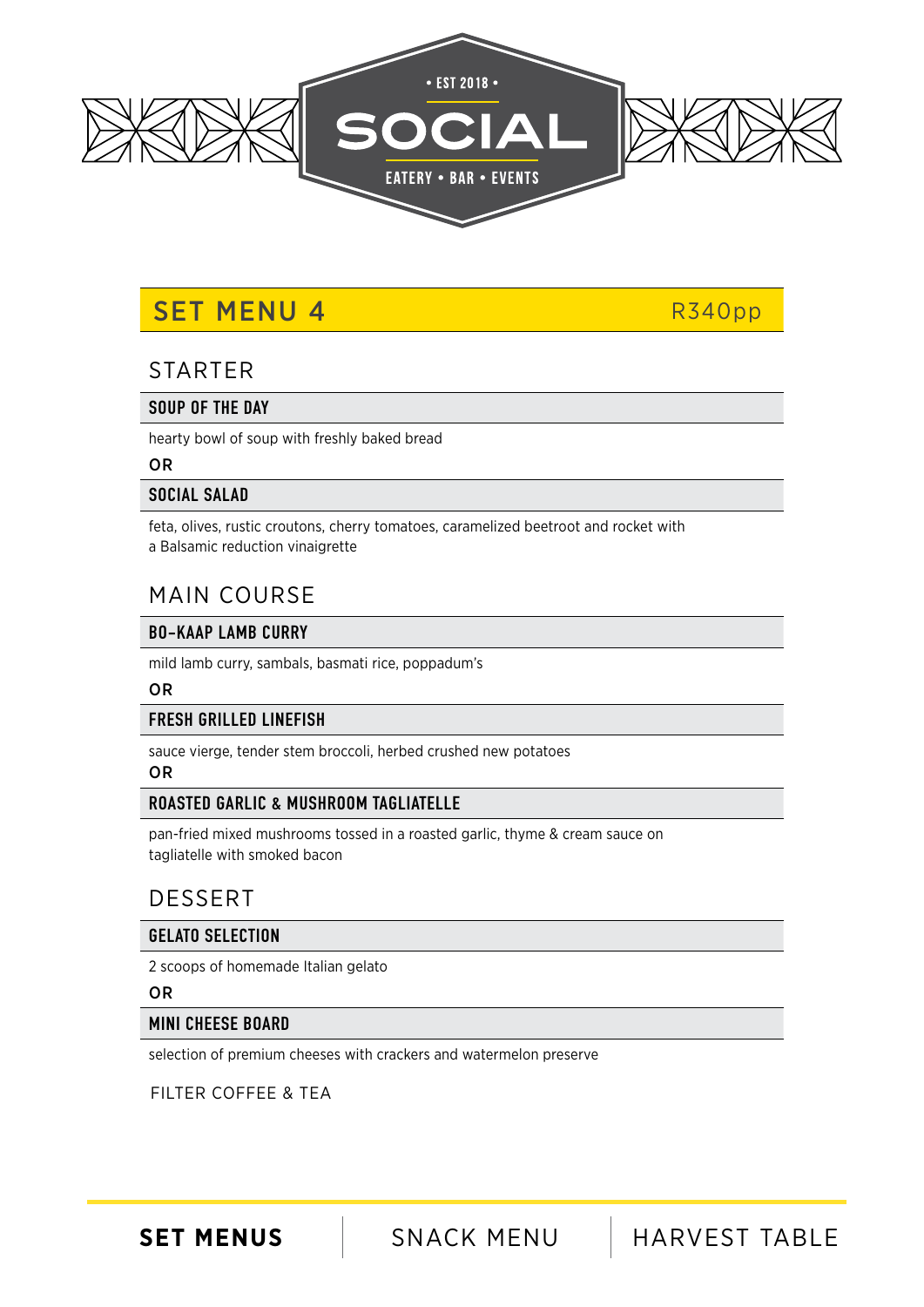• EST 2018 •

# SOCIAL

EATERY • BAR • EVENTS

## SET MENU 4 — R340pp

### STARTER

**SOUP OF THE DAY**

hearty bowl of soup with freshly baked bread

**OR**

**SOCIAL SALAD**

feta, olives, rustic croutons, cherry tomatoes, caramelized beetroot and rocket with a Balsamic reduction vinaigrette

### MAIN COURSE

**BO-KAAP LAMB CURRY**

mild lamb curry, sambals, basmati rice, poppadum's

**OR**

**FRESH GRILLED LINEFISH**

sauce vierge, tender stem broccoli, herbed crushed new potatoes

**OR**

**ROASTED GARLIC & MUSHROOM TAGLIATELLE**

pan-fried mixed mushrooms tossed in a roasted garlic, thyme & cream sauce on tagliatelle with smoked bacon

### DESSERT

**GELATO SELECTION**

2 scoops of homemade Italian gelato

**OR**

**MINI CHEESE BOARD**

selection of premium cheeses with crackers and watermelon preserve

FILTER COFFEE & TEA

**SET MENUS** | SNACK MENU | HARVEST TABLE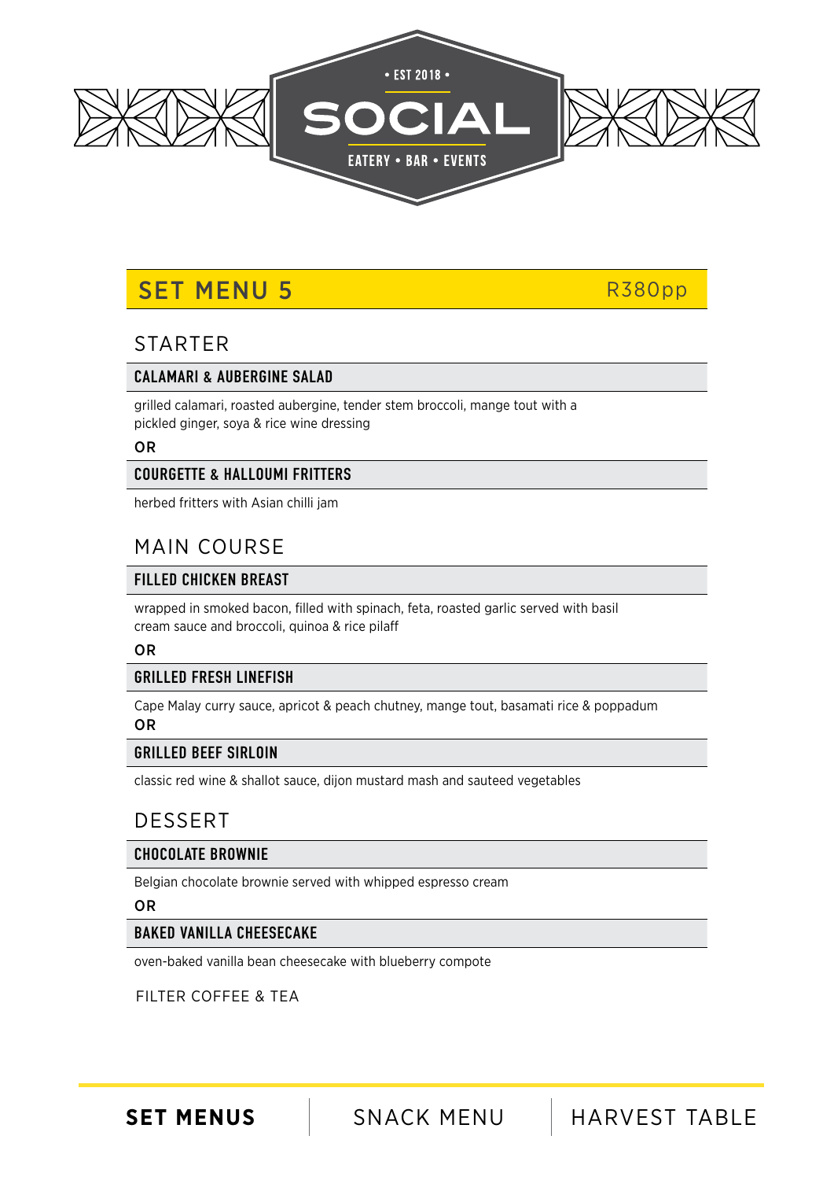# SOCIAL

• EST 2018 •

EATERY • BAR • EVENTS

## SET MENU 5 — R380pp

### STARTER

**CALAMARI & AUBERGINE SALAD**

grilled calamari, roasted aubergine, tender stem broccoli, mange tout with a pickled ginger, soya & rice wine dressing

**OR**

**COURGETTE & HALLOUMI FRITTERS**

herbed fritters with Asian chilli jam

### MAIN COURSE

**FILLED CHICKEN BREAST**

wrapped in smoked bacon, filled with spinach, feta, roasted garlic served with basil cream sauce and broccoli, quinoa & rice pilaff

**OR**

**GRILLED FRESH LINEFISH**

Cape Malay curry sauce, apricot & peach chutney, mange tout, basamati rice & poppadum

**OR**

**GRILLED BEEF SIRLOIN**

classic red wine & shallot sauce, dijon mustard mash and sauteed vegetables

### DESSERT

**CHOCOLATE BROWNIE**

Belgian chocolate brownie served with whipped espresso cream

**OR**

**BAKED VANILLA CHEESECAKE**

oven-baked vanilla bean cheesecake with blueberry compote

FILTER COFFEE & TEA

**SET MENUS** | SNACK MENU | HARVEST TABLE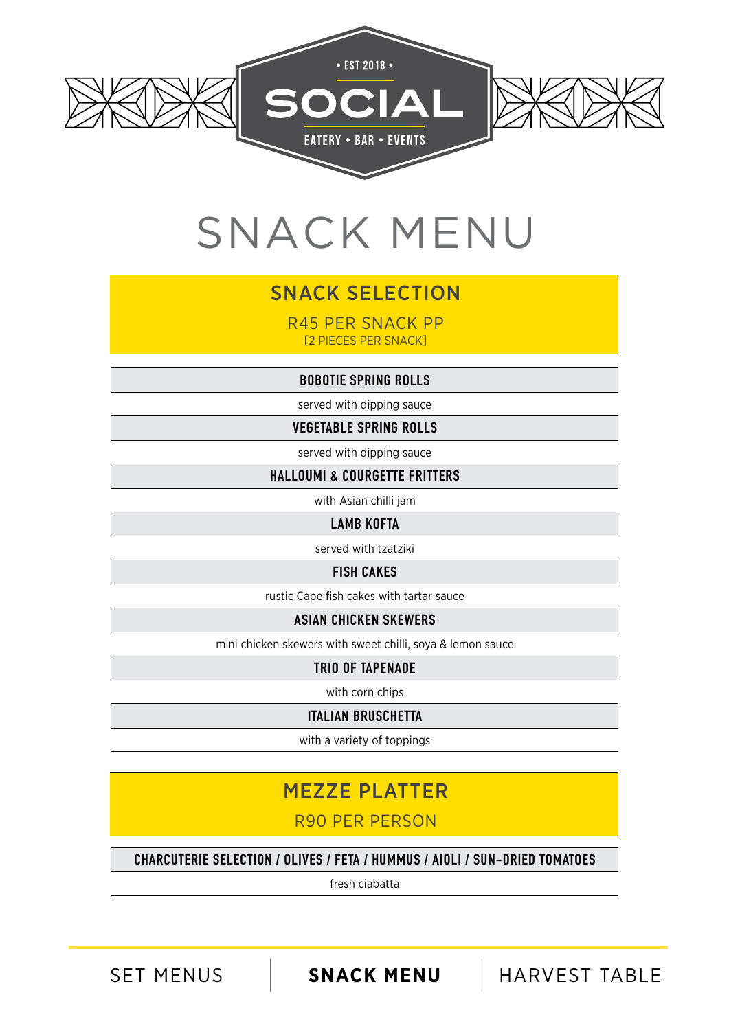• EST 2018 •

**SOCIAL**

EATERY • BAR • EVENTS

# SNACK MENU

## SNACK SELECTION

R45 PER SNACK PP
[2 PIECES PER SNACK]

**BOBOTIE SPRING ROLLS**

served with dipping sauce

**VEGETABLE SPRING ROLLS**

served with dipping sauce

**HALLOUMI & COURGETTE FRITTERS**

with Asian chilli jam

**LAMB KOFTA**

served with tzatziki

**FISH CAKES**

rustic Cape fish cakes with tartar sauce

**ASIAN CHICKEN SKEWERS**

mini chicken skewers with sweet chilli, soya & lemon sauce

**TRIO OF TAPENADE**

with corn chips

**ITALIAN BRUSCHETTA**

with a variety of toppings

## MEZZE PLATTER

R90 PER PERSON

**CHARCUTERIE SELECTION / OLIVES / FETA / HUMMUS / AIOLI / SUN-DRIED TOMATOES**

fresh ciabatta

SET MENUS | **SNACK MENU** | HARVEST TABLE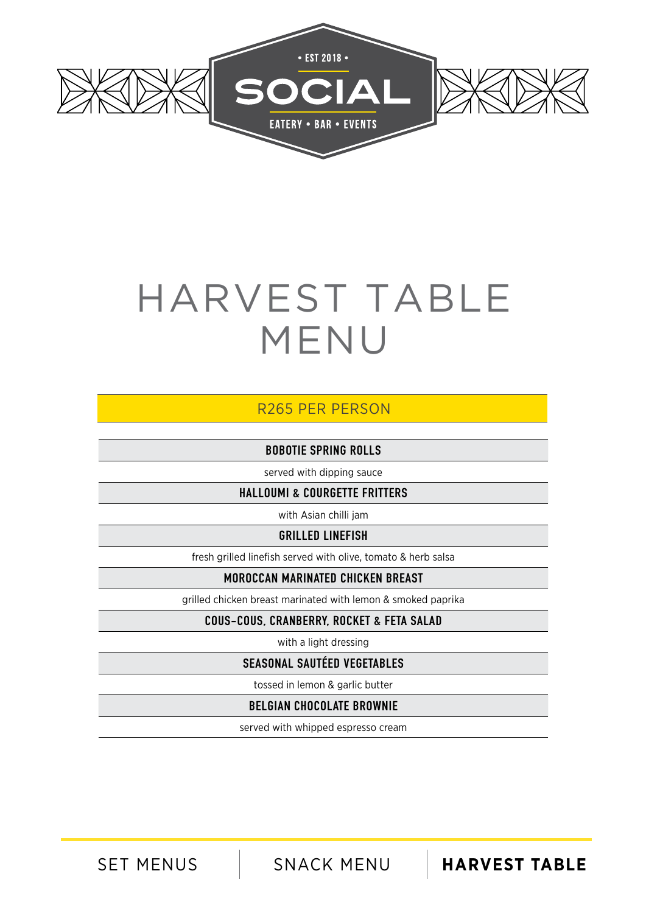• EST 2018 •

SOCIAL

EATERY • BAR • EVENTS

# HARVEST TABLE MENU

## R265 PER PERSON

**BOBOTIE SPRING ROLLS**

served with dipping sauce

**HALLOUMI & COURGETTE FRITTERS**

with Asian chilli jam

**GRILLED LINEFISH**

fresh grilled linefish served with olive, tomato & herb salsa

**MOROCCAN MARINATED CHICKEN BREAST**

grilled chicken breast marinated with lemon & smoked paprika

**COUS-COUS, CRANBERRY, ROCKET & FETA SALAD**

with a light dressing

**SEASONAL SAUTÉED VEGETABLES**

tossed in lemon & garlic butter

**BELGIAN CHOCOLATE BROWNIE**

served with whipped espresso cream

SET MENUS | SNACK MENU | **HARVEST TABLE**